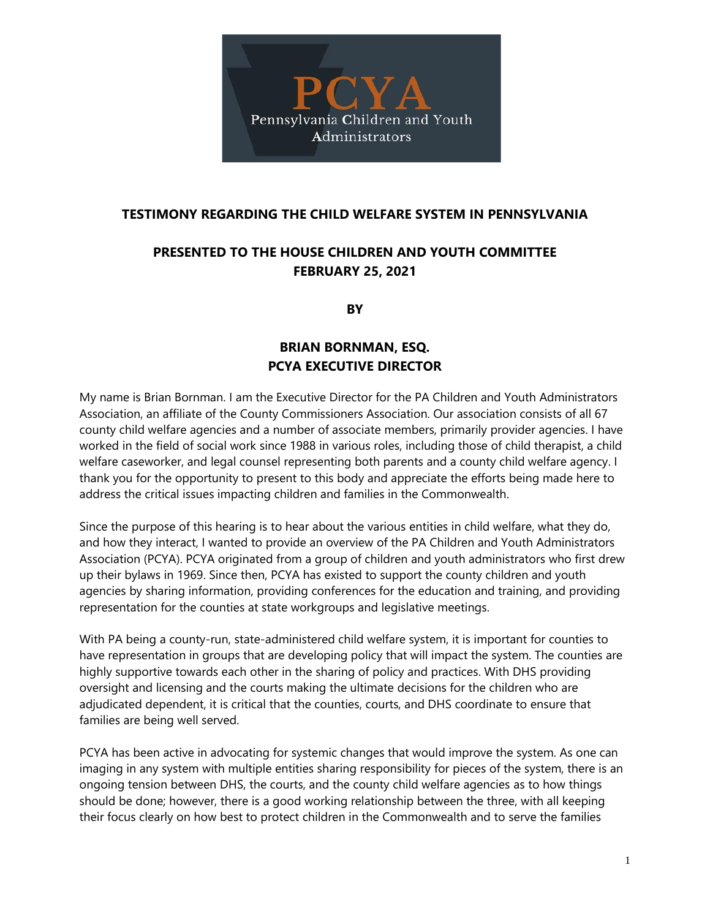PCYA

Pennsylvania Children and Youth Administrators

# TESTIMONY REGARDING THE CHILD WELFARE SYSTEM IN PENNSYLVANIA

## PRESENTED TO THE HOUSE CHILDREN AND YOUTH COMMITTEE
## FEBRUARY 25, 2021

**BY**

## BRIAN BORNMAN, ESQ.
## PCYA EXECUTIVE DIRECTOR

My name is Brian Bornman. I am the Executive Director for the PA Children and Youth Administrators Association, an affiliate of the County Commissioners Association. Our association consists of all 67 county child welfare agencies and a number of associate members, primarily provider agencies. I have worked in the field of social work since 1988 in various roles, including those of child therapist, a child welfare caseworker, and legal counsel representing both parents and a county child welfare agency. I thank you for the opportunity to present to this body and appreciate the efforts being made here to address the critical issues impacting children and families in the Commonwealth.

Since the purpose of this hearing is to hear about the various entities in child welfare, what they do, and how they interact, I wanted to provide an overview of the PA Children and Youth Administrators Association (PCYA). PCYA originated from a group of children and youth administrators who first drew up their bylaws in 1969. Since then, PCYA has existed to support the county children and youth agencies by sharing information, providing conferences for the education and training, and providing representation for the counties at state workgroups and legislative meetings.

With PA being a county-run, state-administered child welfare system, it is important for counties to have representation in groups that are developing policy that will impact the system. The counties are highly supportive towards each other in the sharing of policy and practices. With DHS providing oversight and licensing and the courts making the ultimate decisions for the children who are adjudicated dependent, it is critical that the counties, courts, and DHS coordinate to ensure that families are being well served.

PCYA has been active in advocating for systemic changes that would improve the system. As one can imaging in any system with multiple entities sharing responsibility for pieces of the system, there is an ongoing tension between DHS, the courts, and the county child welfare agencies as to how things should be done; however, there is a good working relationship between the three, with all keeping their focus clearly on how best to protect children in the Commonwealth and to serve the families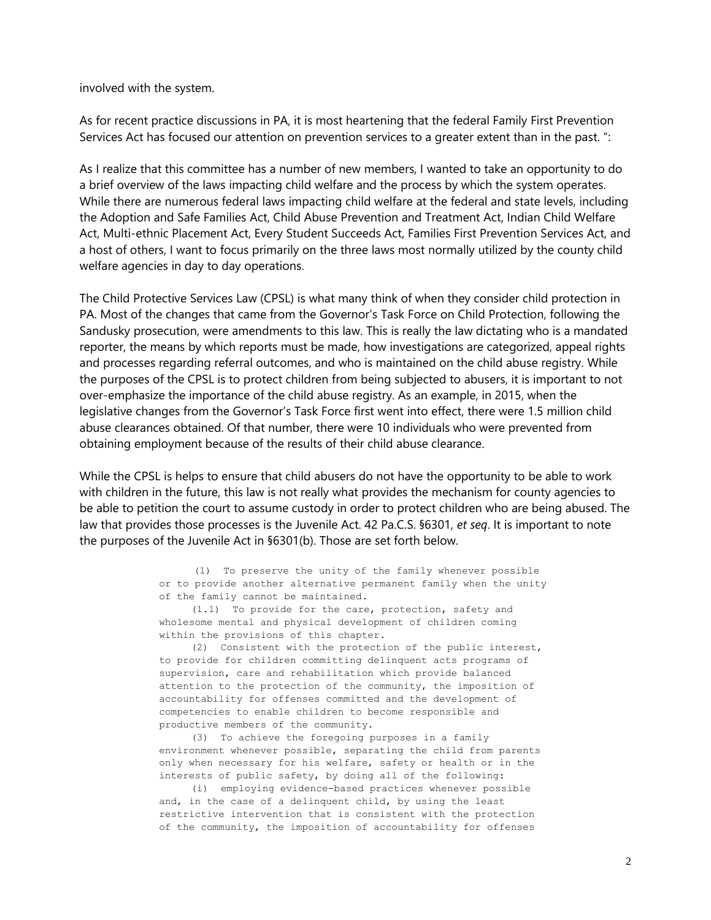involved with the system.

As for recent practice discussions in PA, it is most heartening that the federal Family First Prevention Services Act has focused our attention on prevention services to a greater extent than in the past. ":

As I realize that this committee has a number of new members, I wanted to take an opportunity to do a brief overview of the laws impacting child welfare and the process by which the system operates. While there are numerous federal laws impacting child welfare at the federal and state levels, including the Adoption and Safe Families Act, Child Abuse Prevention and Treatment Act, Indian Child Welfare Act, Multi-ethnic Placement Act, Every Student Succeeds Act, Families First Prevention Services Act, and a host of others, I want to focus primarily on the three laws most normally utilized by the county child welfare agencies in day to day operations.

The Child Protective Services Law (CPSL) is what many think of when they consider child protection in PA. Most of the changes that came from the Governor's Task Force on Child Protection, following the Sandusky prosecution, were amendments to this law. This is really the law dictating who is a mandated reporter, the means by which reports must be made, how investigations are categorized, appeal rights and processes regarding referral outcomes, and who is maintained on the child abuse registry. While the purposes of the CPSL is to protect children from being subjected to abusers, it is important to not over-emphasize the importance of the child abuse registry. As an example, in 2015, when the legislative changes from the Governor's Task Force first went into effect, there were 1.5 million child abuse clearances obtained. Of that number, there were 10 individuals who were prevented from obtaining employment because of the results of their child abuse clearance.

While the CPSL is helps to ensure that child abusers do not have the opportunity to be able to work with children in the future, this law is not really what provides the mechanism for county agencies to be able to petition the court to assume custody in order to protect children who are being abused. The law that provides those processes is the Juvenile Act. 42 Pa.C.S. §6301, *et seq*. It is important to note the purposes of the Juvenile Act in §6301(b). Those are set forth below.

```
     (1)  To preserve the unity of the family whenever possible
or to provide another alternative permanent family when the unity
of the family cannot be maintained.
     (1.1)  To provide for the care, protection, safety and
wholesome mental and physical development of children coming
within the provisions of this chapter.
     (2)  Consistent with the protection of the public interest,
to provide for children committing delinquent acts programs of
supervision, care and rehabilitation which provide balanced
attention to the protection of the community, the imposition of
accountability for offenses committed and the development of
competencies to enable children to become responsible and
productive members of the community.
     (3)  To achieve the foregoing purposes in a family
environment whenever possible, separating the child from parents
only when necessary for his welfare, safety or health or in the
interests of public safety, by doing all of the following:
     (i)  employing evidence-based practices whenever possible
and, in the case of a delinquent child, by using the least
restrictive intervention that is consistent with the protection
of the community, the imposition of accountability for offenses
```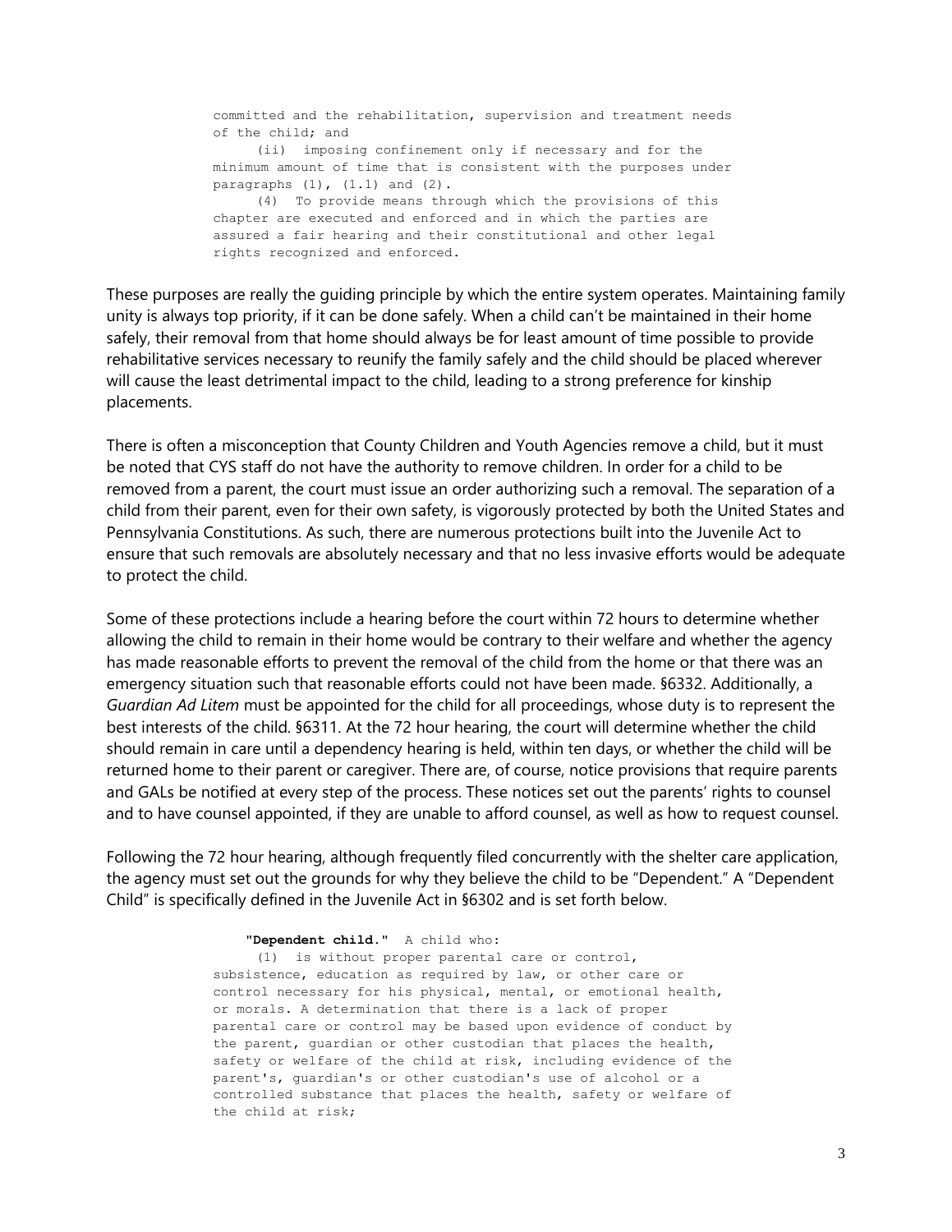committed and the rehabilitation, supervision and treatment needs of the child; and

(ii) imposing confinement only if necessary and for the minimum amount of time that is consistent with the purposes under paragraphs (1), (1.1) and (2).

(4) To provide means through which the provisions of this chapter are executed and enforced and in which the parties are assured a fair hearing and their constitutional and other legal rights recognized and enforced.

These purposes are really the guiding principle by which the entire system operates. Maintaining family unity is always top priority, if it can be done safely. When a child can't be maintained in their home safely, their removal from that home should always be for least amount of time possible to provide rehabilitative services necessary to reunify the family safely and the child should be placed wherever will cause the least detrimental impact to the child, leading to a strong preference for kinship placements.

There is often a misconception that County Children and Youth Agencies remove a child, but it must be noted that CYS staff do not have the authority to remove children. In order for a child to be removed from a parent, the court must issue an order authorizing such a removal. The separation of a child from their parent, even for their own safety, is vigorously protected by both the United States and Pennsylvania Constitutions. As such, there are numerous protections built into the Juvenile Act to ensure that such removals are absolutely necessary and that no less invasive efforts would be adequate to protect the child.

Some of these protections include a hearing before the court within 72 hours to determine whether allowing the child to remain in their home would be contrary to their welfare and whether the agency has made reasonable efforts to prevent the removal of the child from the home or that there was an emergency situation such that reasonable efforts could not have been made. §6332. Additionally, a *Guardian Ad Litem* must be appointed for the child for all proceedings, whose duty is to represent the best interests of the child. §6311. At the 72 hour hearing, the court will determine whether the child should remain in care until a dependency hearing is held, within ten days, or whether the child will be returned home to their parent or caregiver. There are, of course, notice provisions that require parents and GALs be notified at every step of the process. These notices set out the parents' rights to counsel and to have counsel appointed, if they are unable to afford counsel, as well as how to request counsel.

Following the 72 hour hearing, although frequently filed concurrently with the shelter care application, the agency must set out the grounds for why they believe the child to be "Dependent." A "Dependent Child" is specifically defined in the Juvenile Act in §6302 and is set forth below.

**"Dependent child."** A child who:

(1) is without proper parental care or control, subsistence, education as required by law, or other care or control necessary for his physical, mental, or emotional health, or morals. A determination that there is a lack of proper parental care or control may be based upon evidence of conduct by the parent, guardian or other custodian that places the health, safety or welfare of the child at risk, including evidence of the parent's, guardian's or other custodian's use of alcohol or a controlled substance that places the health, safety or welfare of the child at risk;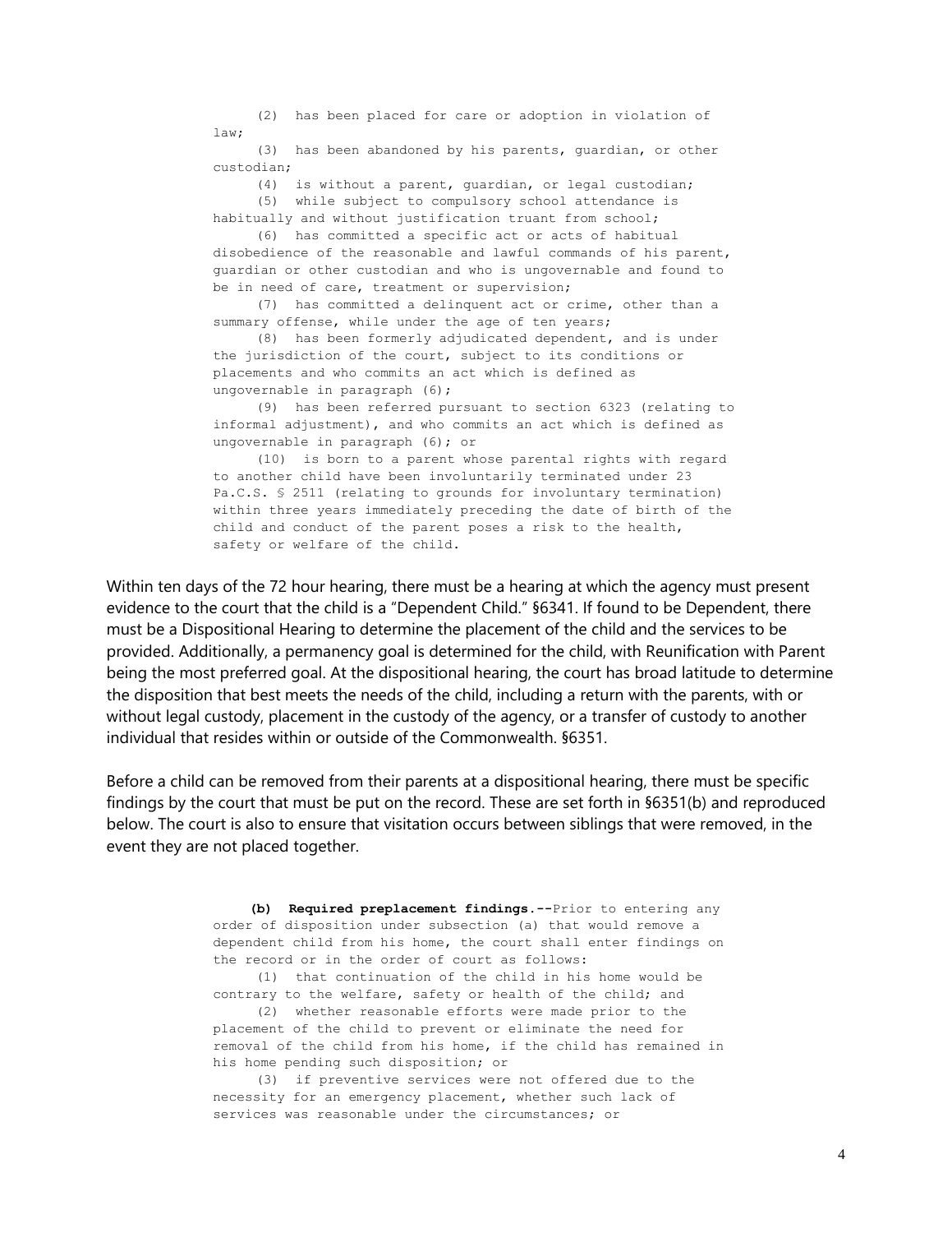(2) has been placed for care or adoption in violation of law;

(3) has been abandoned by his parents, guardian, or other custodian;

(4) is without a parent, guardian, or legal custodian;

(5) while subject to compulsory school attendance is habitually and without justification truant from school;

(6) has committed a specific act or acts of habitual disobedience of the reasonable and lawful commands of his parent, guardian or other custodian and who is ungovernable and found to be in need of care, treatment or supervision;

(7) has committed a delinquent act or crime, other than a summary offense, while under the age of ten years;

(8) has been formerly adjudicated dependent, and is under the jurisdiction of the court, subject to its conditions or placements and who commits an act which is defined as ungovernable in paragraph (6);

(9) has been referred pursuant to section 6323 (relating to informal adjustment), and who commits an act which is defined as ungovernable in paragraph (6); or

(10) is born to a parent whose parental rights with regard to another child have been involuntarily terminated under 23 Pa.C.S. § 2511 (relating to grounds for involuntary termination) within three years immediately preceding the date of birth of the child and conduct of the parent poses a risk to the health, safety or welfare of the child.

Within ten days of the 72 hour hearing, there must be a hearing at which the agency must present evidence to the court that the child is a "Dependent Child." §6341. If found to be Dependent, there must be a Dispositional Hearing to determine the placement of the child and the services to be provided. Additionally, a permanency goal is determined for the child, with Reunification with Parent being the most preferred goal. At the dispositional hearing, the court has broad latitude to determine the disposition that best meets the needs of the child, including a return with the parents, with or without legal custody, placement in the custody of the agency, or a transfer of custody to another individual that resides within or outside of the Commonwealth. §6351.

Before a child can be removed from their parents at a dispositional hearing, there must be specific findings by the court that must be put on the record. These are set forth in §6351(b) and reproduced below. The court is also to ensure that visitation occurs between siblings that were removed, in the event they are not placed together.

**(b) Required preplacement findings.--**Prior to entering any order of disposition under subsection (a) that would remove a dependent child from his home, the court shall enter findings on the record or in the order of court as follows:

(1) that continuation of the child in his home would be contrary to the welfare, safety or health of the child; and

(2) whether reasonable efforts were made prior to the placement of the child to prevent or eliminate the need for removal of the child from his home, if the child has remained in his home pending such disposition; or

(3) if preventive services were not offered due to the necessity for an emergency placement, whether such lack of services was reasonable under the circumstances; or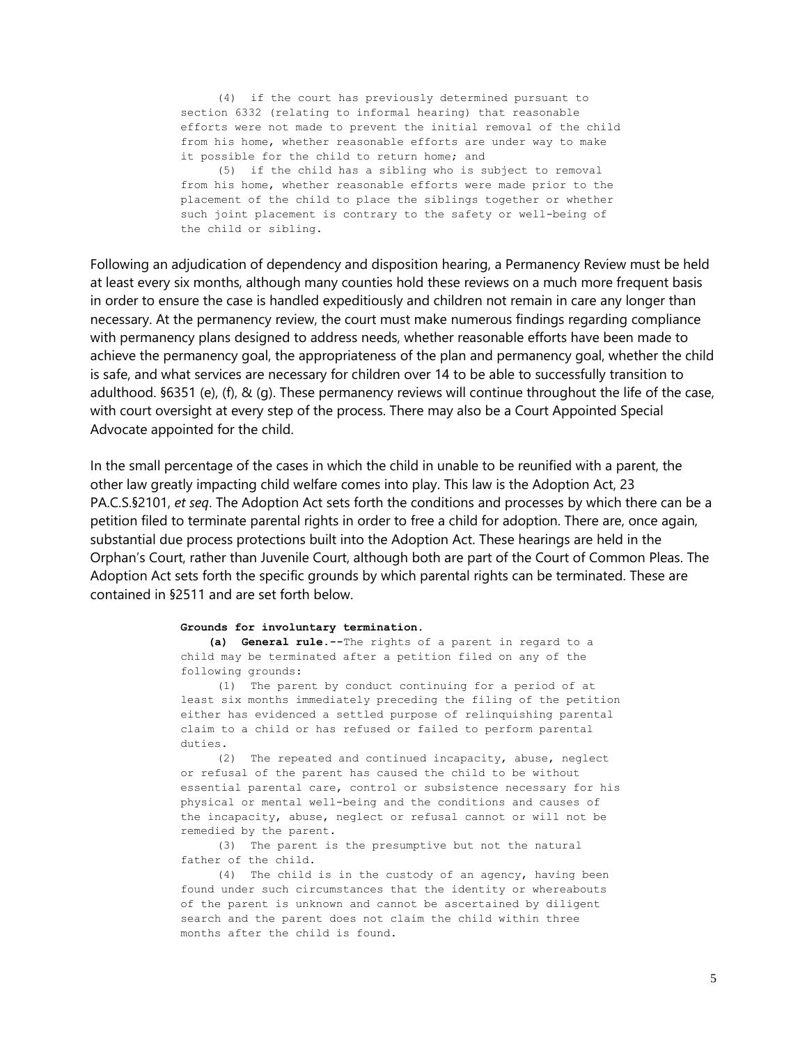(4) if the court has previously determined pursuant to section 6332 (relating to informal hearing) that reasonable efforts were not made to prevent the initial removal of the child from his home, whether reasonable efforts are under way to make it possible for the child to return home; and

(5) if the child has a sibling who is subject to removal from his home, whether reasonable efforts were made prior to the placement of the child to place the siblings together or whether such joint placement is contrary to the safety or well-being of the child or sibling.

Following an adjudication of dependency and disposition hearing, a Permanency Review must be held at least every six months, although many counties hold these reviews on a much more frequent basis in order to ensure the case is handled expeditiously and children not remain in care any longer than necessary. At the permanency review, the court must make numerous findings regarding compliance with permanency plans designed to address needs, whether reasonable efforts have been made to achieve the permanency goal, the appropriateness of the plan and permanency goal, whether the child is safe, and what services are necessary for children over 14 to be able to successfully transition to adulthood. §6351 (e), (f), & (g). These permanency reviews will continue throughout the life of the case, with court oversight at every step of the process. There may also be a Court Appointed Special Advocate appointed for the child.

In the small percentage of the cases in which the child in unable to be reunified with a parent, the other law greatly impacting child welfare comes into play. This law is the Adoption Act, 23 PA.C.S.§2101, *et seq*. The Adoption Act sets forth the conditions and processes by which there can be a petition filed to terminate parental rights in order to free a child for adoption. There are, once again, substantial due process protections built into the Adoption Act. These hearings are held in the Orphan's Court, rather than Juvenile Court, although both are part of the Court of Common Pleas. The Adoption Act sets forth the specific grounds by which parental rights can be terminated. These are contained in §2511 and are set forth below.

**Grounds for involuntary termination.**

**(a) General rule.--**The rights of a parent in regard to a child may be terminated after a petition filed on any of the following grounds:

(1) The parent by conduct continuing for a period of at least six months immediately preceding the filing of the petition either has evidenced a settled purpose of relinquishing parental claim to a child or has refused or failed to perform parental duties.

(2) The repeated and continued incapacity, abuse, neglect or refusal of the parent has caused the child to be without essential parental care, control or subsistence necessary for his physical or mental well-being and the conditions and causes of the incapacity, abuse, neglect or refusal cannot or will not be remedied by the parent.

(3) The parent is the presumptive but not the natural father of the child.

(4) The child is in the custody of an agency, having been found under such circumstances that the identity or whereabouts of the parent is unknown and cannot be ascertained by diligent search and the parent does not claim the child within three months after the child is found.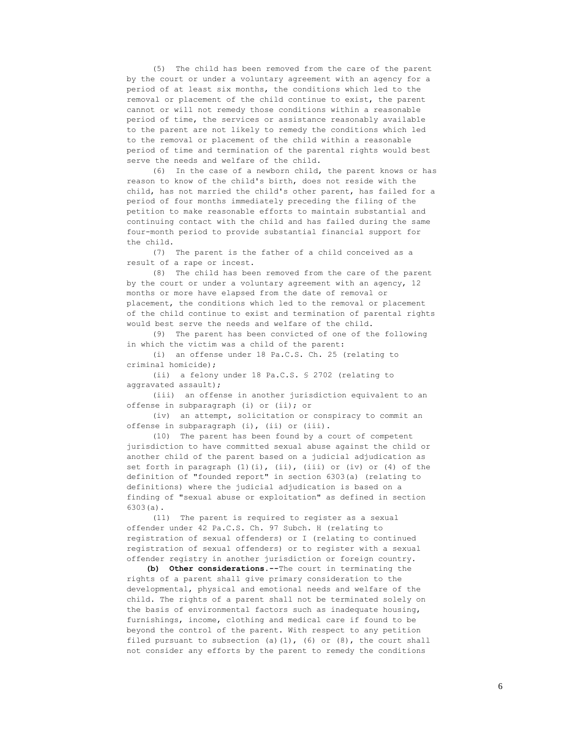(5) The child has been removed from the care of the parent by the court or under a voluntary agreement with an agency for a period of at least six months, the conditions which led to the removal or placement of the child continue to exist, the parent cannot or will not remedy those conditions within a reasonable period of time, the services or assistance reasonably available to the parent are not likely to remedy the conditions which led to the removal or placement of the child within a reasonable period of time and termination of the parental rights would best serve the needs and welfare of the child.

(6) In the case of a newborn child, the parent knows or has reason to know of the child's birth, does not reside with the child, has not married the child's other parent, has failed for a period of four months immediately preceding the filing of the petition to make reasonable efforts to maintain substantial and continuing contact with the child and has failed during the same four-month period to provide substantial financial support for the child.

(7) The parent is the father of a child conceived as a result of a rape or incest.

(8) The child has been removed from the care of the parent by the court or under a voluntary agreement with an agency, 12 months or more have elapsed from the date of removal or placement, the conditions which led to the removal or placement of the child continue to exist and termination of parental rights would best serve the needs and welfare of the child.

(9) The parent has been convicted of one of the following in which the victim was a child of the parent:

(i) an offense under 18 Pa.C.S. Ch. 25 (relating to criminal homicide);

(ii) a felony under 18 Pa.C.S. § 2702 (relating to aggravated assault);

(iii) an offense in another jurisdiction equivalent to an offense in subparagraph (i) or (ii); or

(iv) an attempt, solicitation or conspiracy to commit an offense in subparagraph (i), (ii) or (iii).

(10) The parent has been found by a court of competent jurisdiction to have committed sexual abuse against the child or another child of the parent based on a judicial adjudication as set forth in paragraph (1)(i), (ii), (iii) or (iv) or (4) of the definition of "founded report" in section 6303(a) (relating to definitions) where the judicial adjudication is based on a finding of "sexual abuse or exploitation" as defined in section 6303(a).

(11) The parent is required to register as a sexual offender under 42 Pa.C.S. Ch. 97 Subch. H (relating to registration of sexual offenders) or I (relating to continued registration of sexual offenders) or to register with a sexual offender registry in another jurisdiction or foreign country.

**(b) Other considerations.--**The court in terminating the rights of a parent shall give primary consideration to the developmental, physical and emotional needs and welfare of the child. The rights of a parent shall not be terminated solely on the basis of environmental factors such as inadequate housing, furnishings, income, clothing and medical care if found to be beyond the control of the parent. With respect to any petition filed pursuant to subsection (a)(1), (6) or (8), the court shall not consider any efforts by the parent to remedy the conditions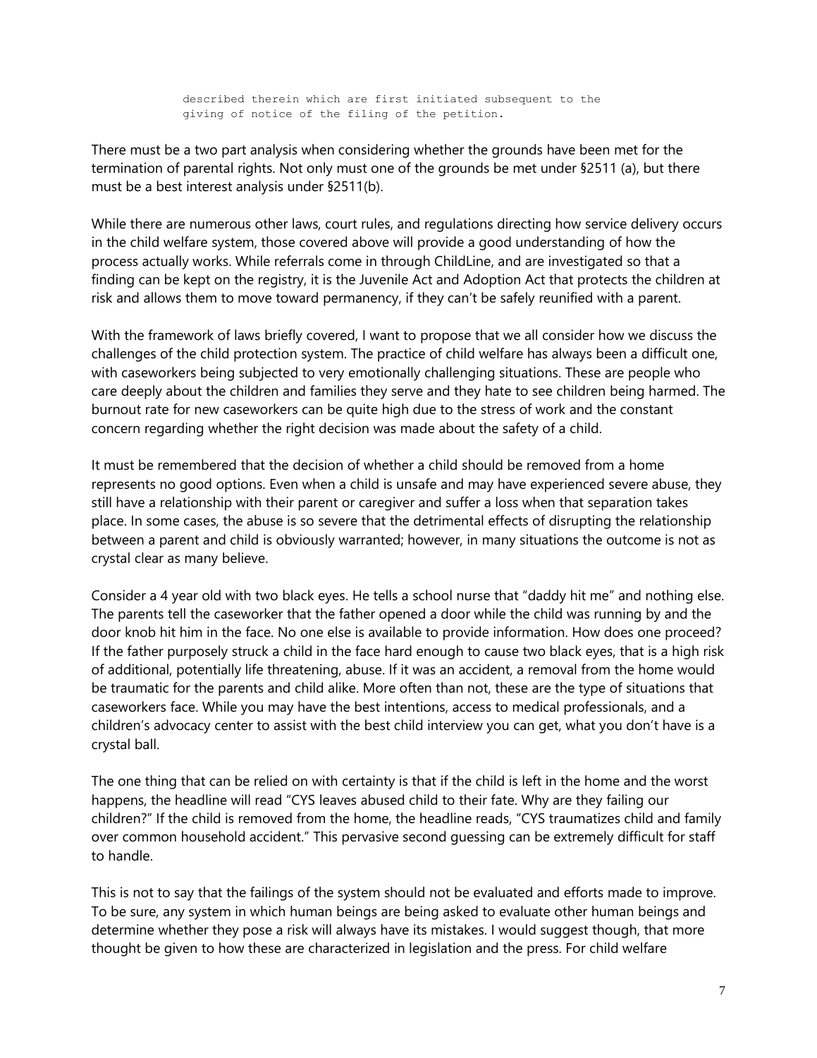```
described therein which are first initiated subsequent to the
giving of notice of the filing of the petition.
```

There must be a two part analysis when considering whether the grounds have been met for the termination of parental rights. Not only must one of the grounds be met under §2511 (a), but there must be a best interest analysis under §2511(b).

While there are numerous other laws, court rules, and regulations directing how service delivery occurs in the child welfare system, those covered above will provide a good understanding of how the process actually works. While referrals come in through ChildLine, and are investigated so that a finding can be kept on the registry, it is the Juvenile Act and Adoption Act that protects the children at risk and allows them to move toward permanency, if they can't be safely reunified with a parent.

With the framework of laws briefly covered, I want to propose that we all consider how we discuss the challenges of the child protection system. The practice of child welfare has always been a difficult one, with caseworkers being subjected to very emotionally challenging situations. These are people who care deeply about the children and families they serve and they hate to see children being harmed. The burnout rate for new caseworkers can be quite high due to the stress of work and the constant concern regarding whether the right decision was made about the safety of a child.

It must be remembered that the decision of whether a child should be removed from a home represents no good options. Even when a child is unsafe and may have experienced severe abuse, they still have a relationship with their parent or caregiver and suffer a loss when that separation takes place. In some cases, the abuse is so severe that the detrimental effects of disrupting the relationship between a parent and child is obviously warranted; however, in many situations the outcome is not as crystal clear as many believe.

Consider a 4 year old with two black eyes. He tells a school nurse that "daddy hit me" and nothing else. The parents tell the caseworker that the father opened a door while the child was running by and the door knob hit him in the face. No one else is available to provide information. How does one proceed? If the father purposely struck a child in the face hard enough to cause two black eyes, that is a high risk of additional, potentially life threatening, abuse. If it was an accident, a removal from the home would be traumatic for the parents and child alike. More often than not, these are the type of situations that caseworkers face. While you may have the best intentions, access to medical professionals, and a children's advocacy center to assist with the best child interview you can get, what you don't have is a crystal ball.

The one thing that can be relied on with certainty is that if the child is left in the home and the worst happens, the headline will read "CYS leaves abused child to their fate. Why are they failing our children?" If the child is removed from the home, the headline reads, "CYS traumatizes child and family over common household accident." This pervasive second guessing can be extremely difficult for staff to handle.

This is not to say that the failings of the system should not be evaluated and efforts made to improve. To be sure, any system in which human beings are being asked to evaluate other human beings and determine whether they pose a risk will always have its mistakes. I would suggest though, that more thought be given to how these are characterized in legislation and the press. For child welfare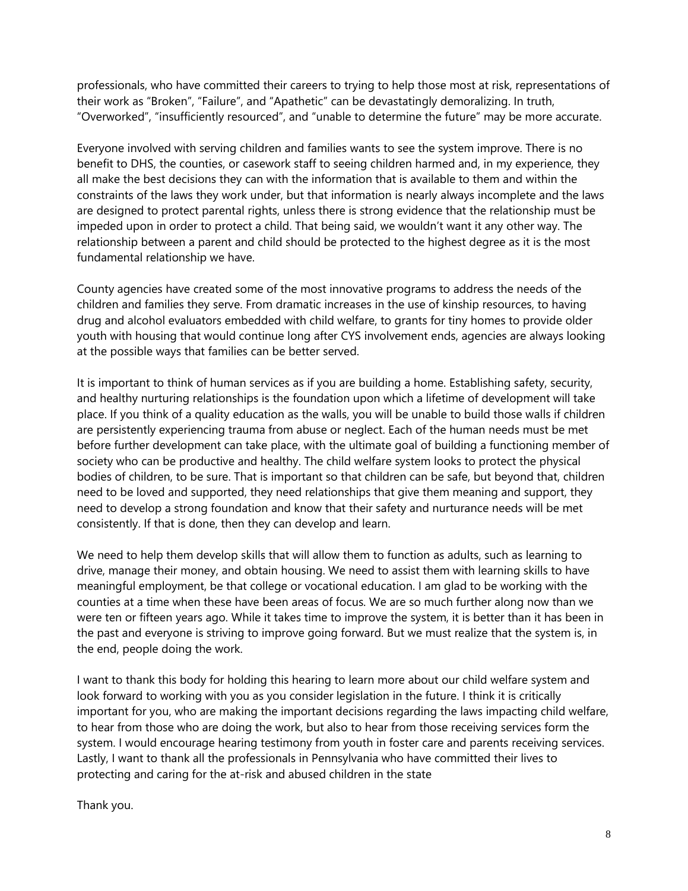professionals, who have committed their careers to trying to help those most at risk, representations of their work as "Broken", "Failure", and "Apathetic" can be devastatingly demoralizing. In truth, "Overworked", "insufficiently resourced", and "unable to determine the future" may be more accurate.

Everyone involved with serving children and families wants to see the system improve. There is no benefit to DHS, the counties, or casework staff to seeing children harmed and, in my experience, they all make the best decisions they can with the information that is available to them and within the constraints of the laws they work under, but that information is nearly always incomplete and the laws are designed to protect parental rights, unless there is strong evidence that the relationship must be impeded upon in order to protect a child. That being said, we wouldn't want it any other way. The relationship between a parent and child should be protected to the highest degree as it is the most fundamental relationship we have.

County agencies have created some of the most innovative programs to address the needs of the children and families they serve. From dramatic increases in the use of kinship resources, to having drug and alcohol evaluators embedded with child welfare, to grants for tiny homes to provide older youth with housing that would continue long after CYS involvement ends, agencies are always looking at the possible ways that families can be better served.

It is important to think of human services as if you are building a home. Establishing safety, security, and healthy nurturing relationships is the foundation upon which a lifetime of development will take place. If you think of a quality education as the walls, you will be unable to build those walls if children are persistently experiencing trauma from abuse or neglect. Each of the human needs must be met before further development can take place, with the ultimate goal of building a functioning member of society who can be productive and healthy. The child welfare system looks to protect the physical bodies of children, to be sure. That is important so that children can be safe, but beyond that, children need to be loved and supported, they need relationships that give them meaning and support, they need to develop a strong foundation and know that their safety and nurturance needs will be met consistently. If that is done, then they can develop and learn.

We need to help them develop skills that will allow them to function as adults, such as learning to drive, manage their money, and obtain housing. We need to assist them with learning skills to have meaningful employment, be that college or vocational education. I am glad to be working with the counties at a time when these have been areas of focus. We are so much further along now than we were ten or fifteen years ago. While it takes time to improve the system, it is better than it has been in the past and everyone is striving to improve going forward. But we must realize that the system is, in the end, people doing the work.

I want to thank this body for holding this hearing to learn more about our child welfare system and look forward to working with you as you consider legislation in the future. I think it is critically important for you, who are making the important decisions regarding the laws impacting child welfare, to hear from those who are doing the work, but also to hear from those receiving services form the system. I would encourage hearing testimony from youth in foster care and parents receiving services. Lastly, I want to thank all the professionals in Pennsylvania who have committed their lives to protecting and caring for the at-risk and abused children in the state

Thank you.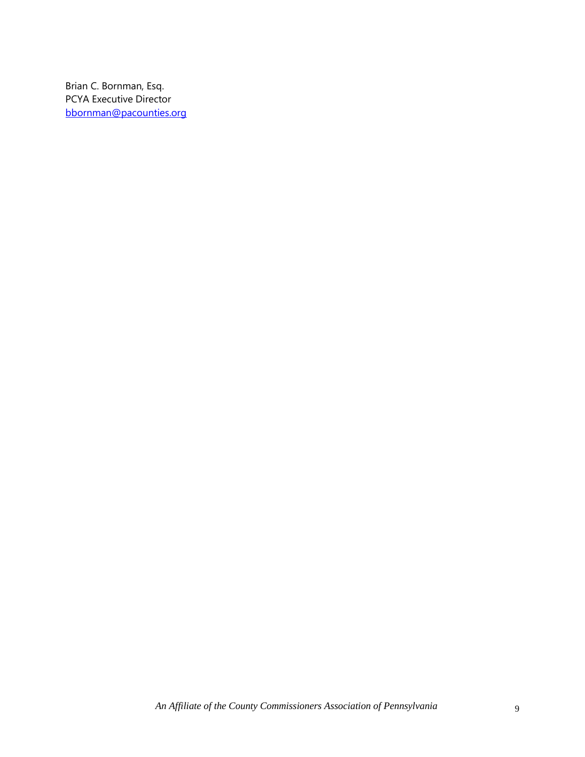Brian C. Bornman, Esq.
PCYA Executive Director
bbornman@pacounties.org